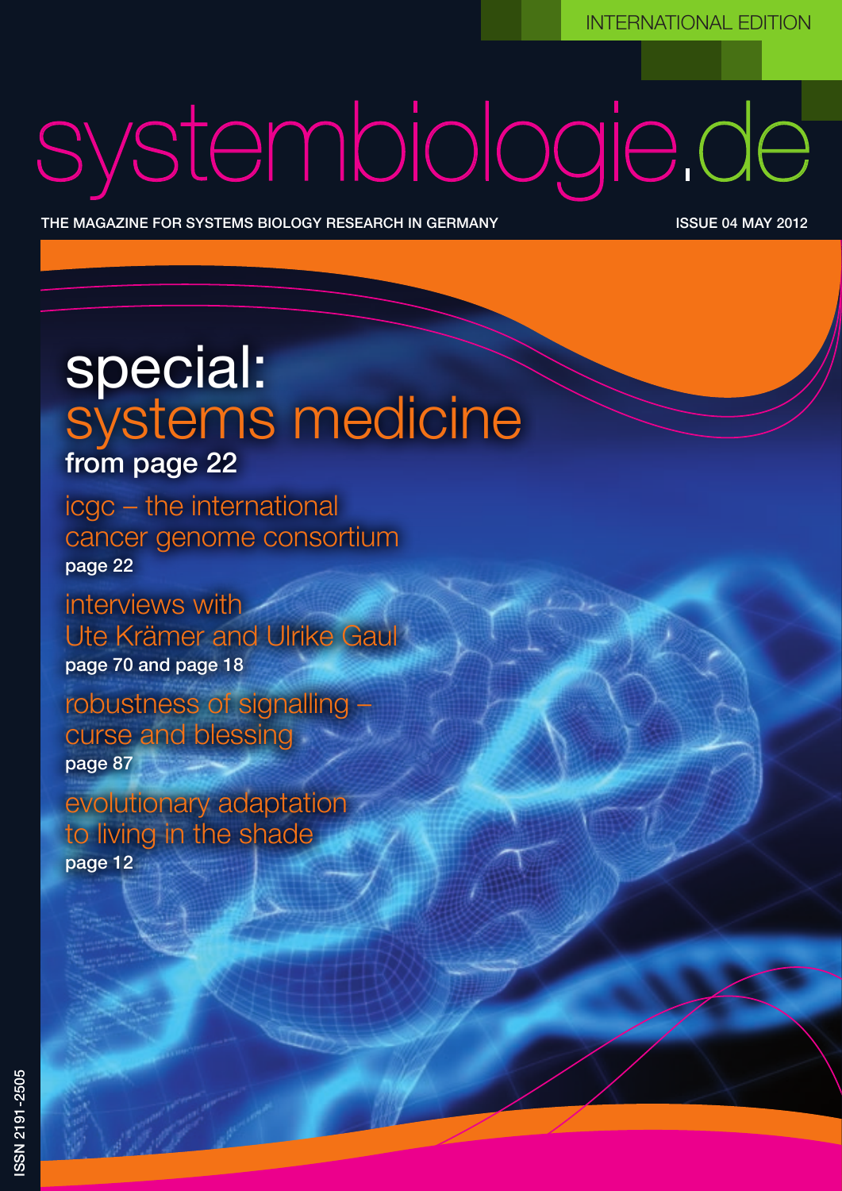INTERNATIONAL EDITION

# systembiologie.de

THE MAGAZINE FOR SYSTEMS BIOLOGY RESEARCH IN GERMANY

ISSUE 04 MAY 2012

## special: systems medicine

**from page 22**

icgc – the international cancer genome consortium
**page 22**

interviews with Ute Krämer and Ulrike Gaul
**page 70 and page 18**

robustness of signalling – curse and blessing
**page 87**

evolutionary adaptation to living in the shade
**page 12**

ISSN 2191-2505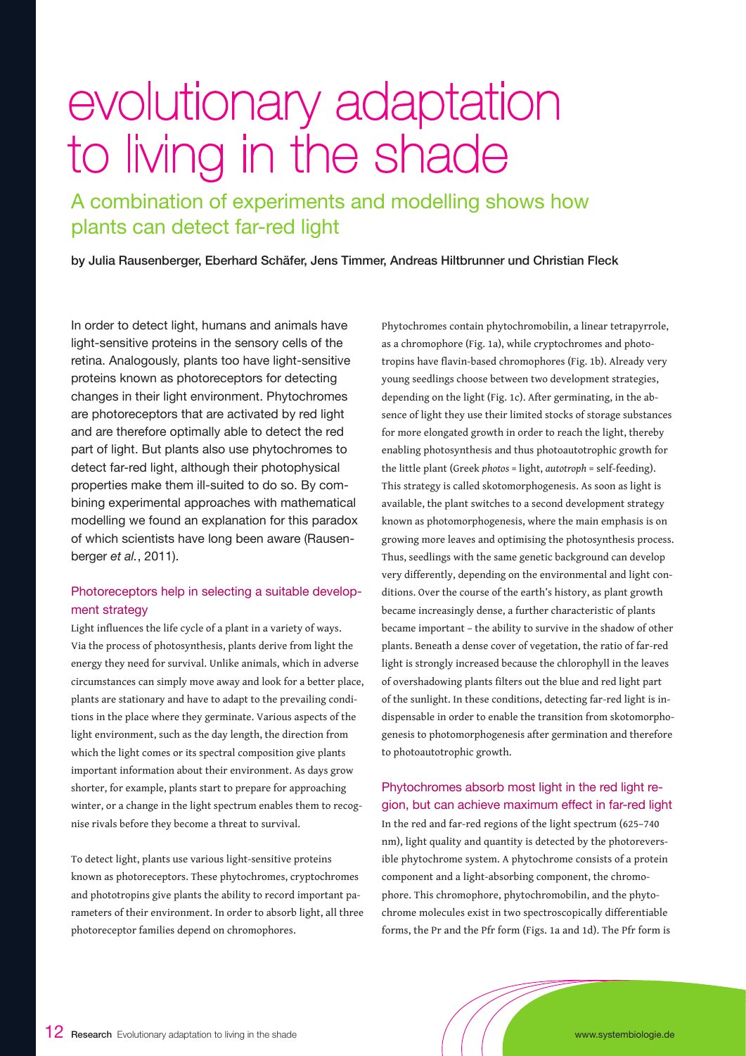# evolutionary adaptation to living in the shade

## A combination of experiments and modelling shows how plants can detect far-red light

**by Julia Rausenberger, Eberhard Schäfer, Jens Timmer, Andreas Hiltbrunner und Christian Fleck**

In order to detect light, humans and animals have light-sensitive proteins in the sensory cells of the retina. Analogously, plants too have light-sensitive proteins known as photoreceptors for detecting changes in their light environment. Phytochromes are photoreceptors that are activated by red light and are therefore optimally able to detect the red part of light. But plants also use phytochromes to detect far-red light, although their photophysical properties make them ill-suited to do so. By combining experimental approaches with mathematical modelling we found an explanation for this paradox of which scientists have long been aware (Rausenberger *et al.*, 2011).

### Photoreceptors help in selecting a suitable development strategy

Light influences the life cycle of a plant in a variety of ways. Via the process of photosynthesis, plants derive from light the energy they need for survival. Unlike animals, which in adverse circumstances can simply move away and look for a better place, plants are stationary and have to adapt to the prevailing conditions in the place where they germinate. Various aspects of the light environment, such as the day length, the direction from which the light comes or its spectral composition give plants important information about their environment. As days grow shorter, for example, plants start to prepare for approaching winter, or a change in the light spectrum enables them to recognise rivals before they become a threat to survival.

To detect light, plants use various light-sensitive proteins known as photoreceptors. These phytochromes, cryptochromes and phototropins give plants the ability to record important parameters of their environment. In order to absorb light, all three photoreceptor families depend on chromophores.

Phytochromes contain phytochromobilin, a linear tetrapyrrole, as a chromophore (Fig. 1a), while cryptochromes and phototropins have flavin-based chromophores (Fig. 1b). Already very young seedlings choose between two development strategies, depending on the light (Fig. 1c). After germinating, in the absence of light they use their limited stocks of storage substances for more elongated growth in order to reach the light, thereby enabling photosynthesis and thus photoautotrophic growth for the little plant (Greek *photos* = light, *autotroph* = self-feeding). This strategy is called skotomorphogenesis. As soon as light is available, the plant switches to a second development strategy known as photomorphogenesis, where the main emphasis is on growing more leaves and optimising the photosynthesis process. Thus, seedlings with the same genetic background can develop very differently, depending on the environmental and light conditions. Over the course of the earth's history, as plant growth became increasingly dense, a further characteristic of plants became important – the ability to survive in the shadow of other plants. Beneath a dense cover of vegetation, the ratio of far-red light is strongly increased because the chlorophyll in the leaves of overshadowing plants filters out the blue and red light part of the sunlight. In these conditions, detecting far-red light is indispensable in order to enable the transition from skotomorphogenesis to photomorphogenesis after germination and therefore to photoautotrophic growth.

### Phytochromes absorb most light in the red light region, but can achieve maximum effect in far-red light

In the red and far-red regions of the light spectrum (625–740 nm), light quality and quantity is detected by the photoreversible phytochrome system. A phytochrome consists of a protein component and a light-absorbing component, the chromophore. This chromophore, phytochromobilin, and the phytochrome molecules exist in two spectroscopically differentiable forms, the Pr and the Pfr form (Figs. 1a and 1d). The Pfr form is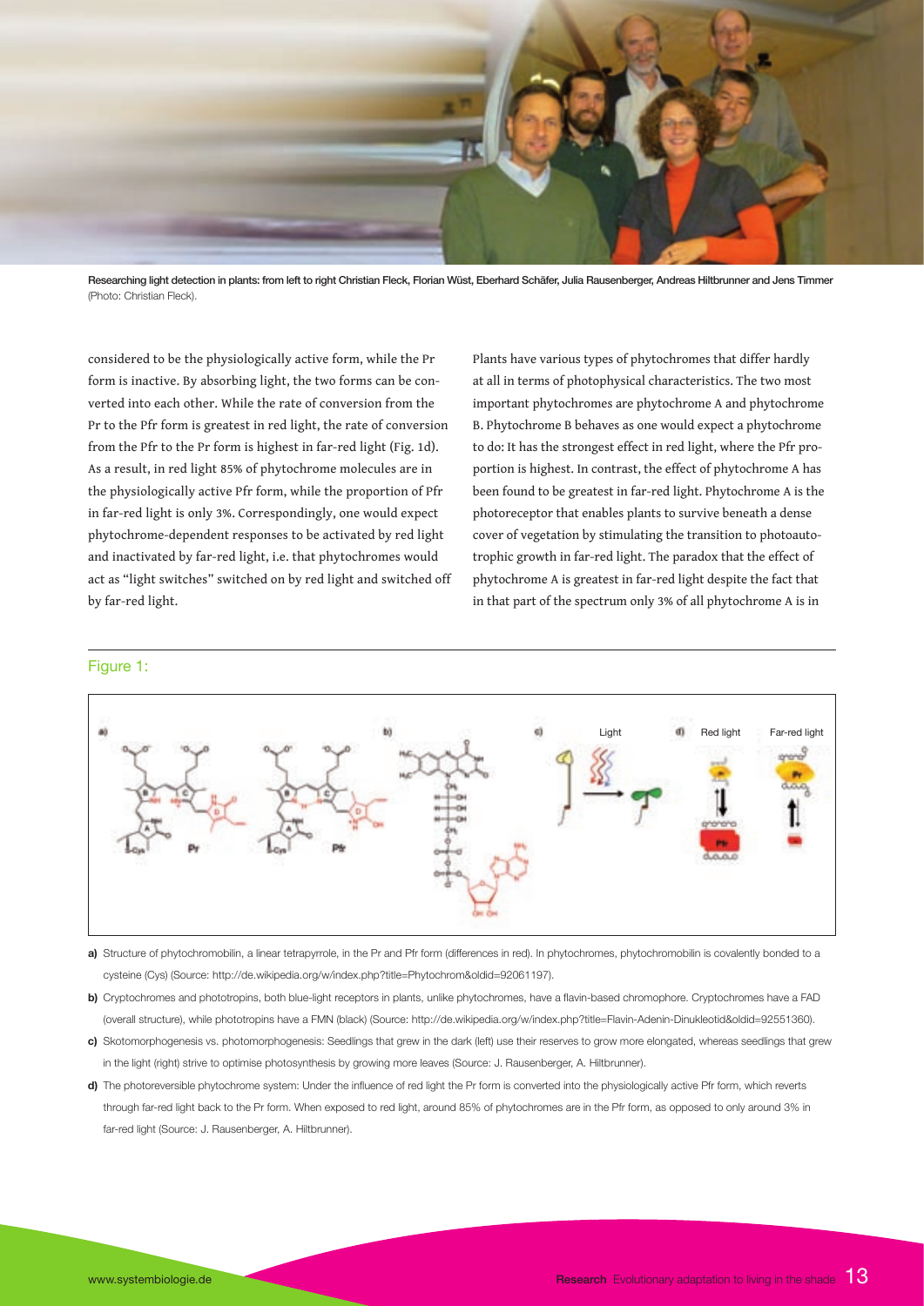Researching light detection in plants: from left to right Christian Fleck, Florian Wüst, Eberhard Schäfer, Julia Rausenberger, Andreas Hiltbrunner and Jens Timmer (Photo: Christian Fleck).

considered to be the physiologically active form, while the Pr form is inactive. By absorbing light, the two forms can be converted into each other. While the rate of conversion from the Pr to the Pfr form is greatest in red light, the rate of conversion from the Pfr to the Pr form is highest in far-red light (Fig. 1d). As a result, in red light 85% of phytochrome molecules are in the physiologically active Pfr form, while the proportion of Pfr in far-red light is only 3%. Correspondingly, one would expect phytochrome-dependent responses to be activated by red light and inactivated by far-red light, i.e. that phytochromes would act as "light switches" switched on by red light and switched off by far-red light.

Plants have various types of phytochromes that differ hardly at all in terms of photophysical characteristics. The two most important phytochromes are phytochrome A and phytochrome B. Phytochrome B behaves as one would expect a phytochrome to do: It has the strongest effect in red light, where the Pfr proportion is highest. In contrast, the effect of phytochrome A has been found to be greatest in far-red light. Phytochrome A is the photoreceptor that enables plants to survive beneath a dense cover of vegetation by stimulating the transition to photoautotrophic growth in far-red light. The paradox that the effect of phytochrome A is greatest in far-red light despite the fact that in that part of the spectrum only 3% of all phytochrome A is in

Figure 1:

**a)** Structure of phytochromobilin, a linear tetrapyrrole, in the Pr and Pfr form (differences in red). In phytochromes, phytochromobilin is covalently bonded to a cysteine (Cys) (Source: http://de.wikipedia.org/w/index.php?title=Phytochrom&oldid=92061197).

**b)** Cryptochromes and phototropins, both blue-light receptors in plants, unlike phytochromes, have a flavin-based chromophore. Cryptochromes have a FAD (overall structure), while phototropins have a FMN (black) (Source: http://de.wikipedia.org/w/index.php?title=Flavin-Adenin-Dinukleotid&oldid=92551360).

**c)** Skotomorphogenesis vs. photomorphogenesis: Seedlings that grew in the dark (left) use their reserves to grow more elongated, whereas seedlings that grew in the light (right) strive to optimise photosynthesis by growing more leaves (Source: J. Rausenberger, A. Hiltbrunner).

**d)** The photoreversible phytochrome system: Under the influence of red light the Pr form is converted into the physiologically active Pfr form, which reverts through far-red light back to the Pr form. When exposed to red light, around 85% of phytochromes are in the Pfr form, as opposed to only around 3% in far-red light (Source: J. Rausenberger, A. Hiltbrunner).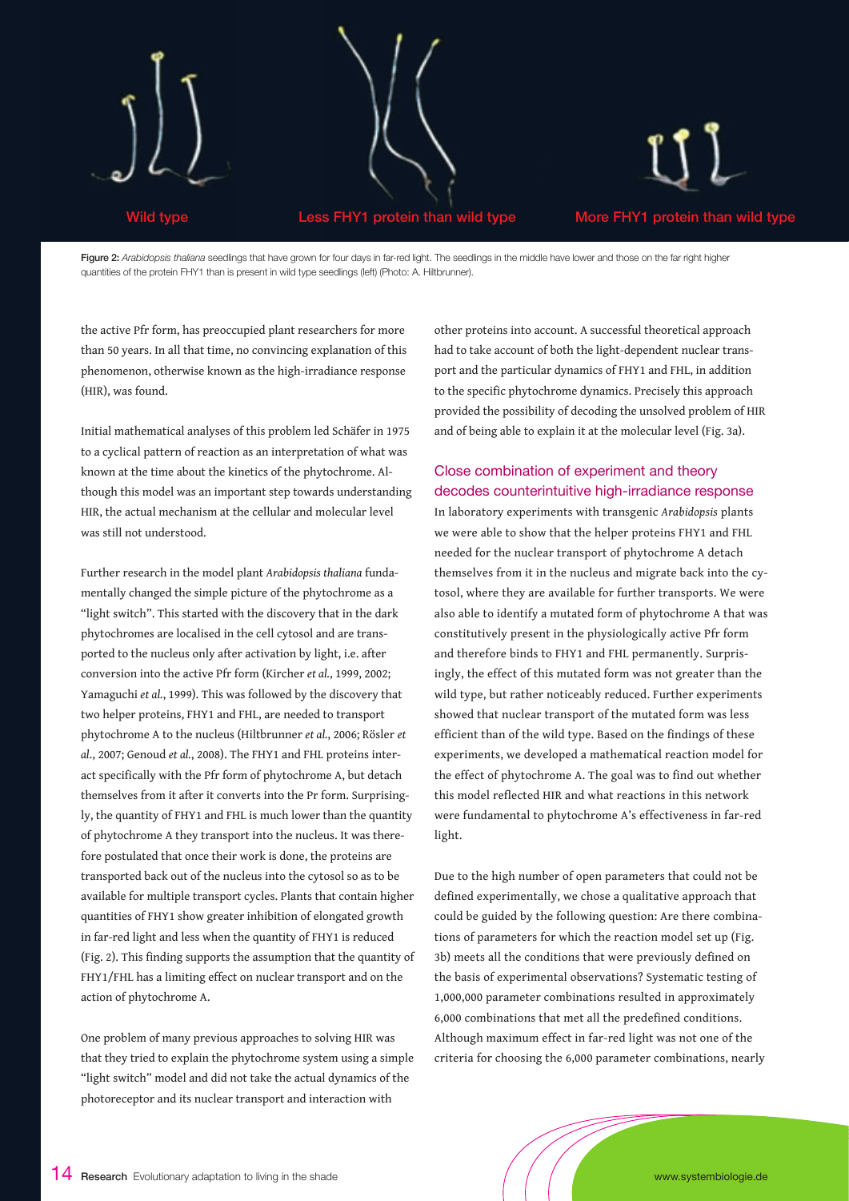Wild type

Less FHY1 protein than wild type

More FHY1 protein than wild type

**Figure 2:** *Arabidopsis thaliana* seedlings that have grown for four days in far-red light. The seedlings in the middle have lower and those on the far right higher quantities of the protein FHY1 than is present in wild type seedlings (left) (Photo: A. Hiltbrunner).

the active Pfr form, has preoccupied plant researchers for more than 50 years. In all that time, no convincing explanation of this phenomenon, otherwise known as the high-irradiance response (HIR), was found.

Initial mathematical analyses of this problem led Schäfer in 1975 to a cyclical pattern of reaction as an interpretation of what was known at the time about the kinetics of the phytochrome. Although this model was an important step towards understanding HIR, the actual mechanism at the cellular and molecular level was still not understood.

Further research in the model plant *Arabidopsis thaliana* fundamentally changed the simple picture of the phytochrome as a "light switch". This started with the discovery that in the dark phytochromes are localised in the cell cytosol and are transported to the nucleus only after activation by light, i.e. after conversion into the active Pfr form (Kircher *et al.*, 1999, 2002; Yamaguchi *et al.*, 1999). This was followed by the discovery that two helper proteins, FHY1 and FHL, are needed to transport phytochrome A to the nucleus (Hiltbrunner *et al.*, 2006; Rösler *et al.*, 2007; Genoud *et al.*, 2008). The FHY1 and FHL proteins interact specifically with the Pfr form of phytochrome A, but detach themselves from it after it converts into the Pr form. Surprisingly, the quantity of FHY1 and FHL is much lower than the quantity of phytochrome A they transport into the nucleus. It was therefore postulated that once their work is done, the proteins are transported back out of the nucleus into the cytosol so as to be available for multiple transport cycles. Plants that contain higher quantities of FHY1 show greater inhibition of elongated growth in far-red light and less when the quantity of FHY1 is reduced (Fig. 2). This finding supports the assumption that the quantity of FHY1/FHL has a limiting effect on nuclear transport and on the action of phytochrome A.

One problem of many previous approaches to solving HIR was that they tried to explain the phytochrome system using a simple "light switch" model and did not take the actual dynamics of the photoreceptor and its nuclear transport and interaction with other proteins into account. A successful theoretical approach had to take account of both the light-dependent nuclear transport and the particular dynamics of FHY1 and FHL, in addition to the specific phytochrome dynamics. Precisely this approach provided the possibility of decoding the unsolved problem of HIR and of being able to explain it at the molecular level (Fig. 3a).

## Close combination of experiment and theory decodes counterintuitive high-irradiance response

In laboratory experiments with transgenic *Arabidopsis* plants we were able to show that the helper proteins FHY1 and FHL needed for the nuclear transport of phytochrome A detach themselves from it in the nucleus and migrate back into the cytosol, where they are available for further transports. We were also able to identify a mutated form of phytochrome A that was constitutively present in the physiologically active Pfr form and therefore binds to FHY1 and FHL permanently. Surprisingly, the effect of this mutated form was not greater than the wild type, but rather noticeably reduced. Further experiments showed that nuclear transport of the mutated form was less efficient than of the wild type. Based on the findings of these experiments, we developed a mathematical reaction model for the effect of phytochrome A. The goal was to find out whether this model reflected HIR and what reactions in this network were fundamental to phytochrome A's effectiveness in far-red light.

Due to the high number of open parameters that could not be defined experimentally, we chose a qualitative approach that could be guided by the following question: Are there combinations of parameters for which the reaction model set up (Fig. 3b) meets all the conditions that were previously defined on the basis of experimental observations? Systematic testing of 1,000,000 parameter combinations resulted in approximately 6,000 combinations that met all the predefined conditions. Although maximum effect in far-red light was not one of the criteria for choosing the 6,000 parameter combinations, nearly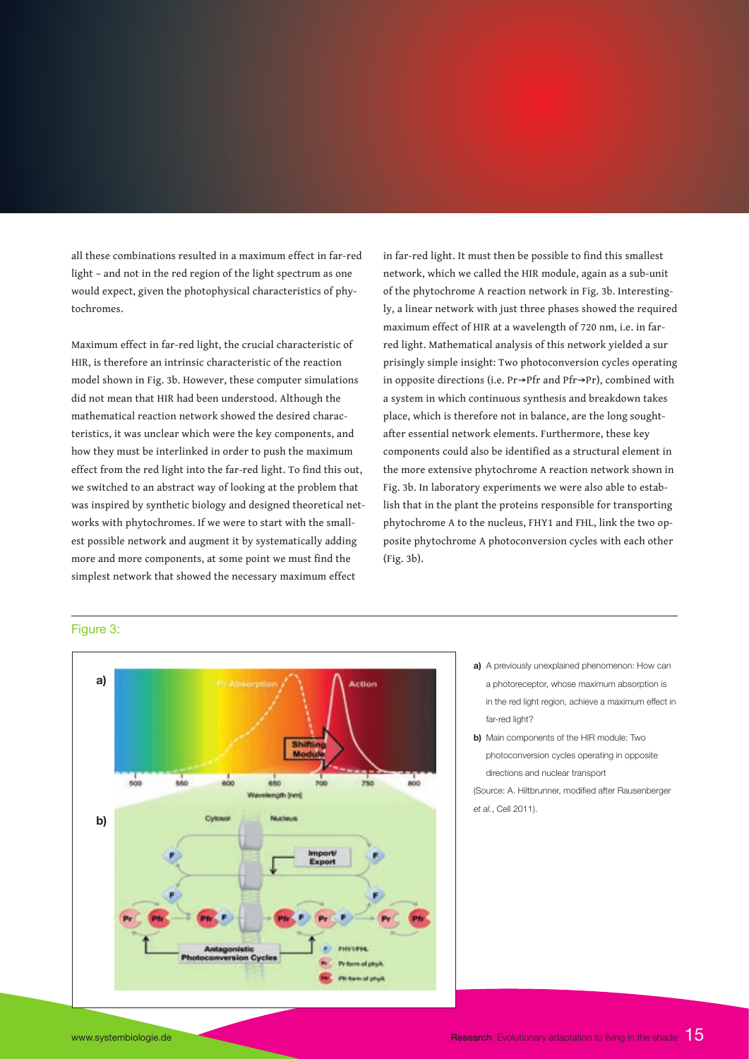all these combinations resulted in a maximum effect in far-red light – and not in the red region of the light spectrum as one would expect, given the photophysical characteristics of phytochromes.

Maximum effect in far-red light, the crucial characteristic of HIR, is therefore an intrinsic characteristic of the reaction model shown in Fig. 3b. However, these computer simulations did not mean that HIR had been understood. Although the mathematical reaction network showed the desired characteristics, it was unclear which were the key components, and how they must be interlinked in order to push the maximum effect from the red light into the far-red light. To find this out, we switched to an abstract way of looking at the problem that was inspired by synthetic biology and designed theoretical networks with phytochromes. If we were to start with the smallest possible network and augment it by systematically adding more and more components, at some point we must find the simplest network that showed the necessary maximum effect in far-red light. It must then be possible to find this smallest network, which we called the HIR module, again as a sub-unit of the phytochrome A reaction network in Fig. 3b. Interestingly, a linear network with just three phases showed the required maximum effect of HIR at a wavelength of 720 nm, i.e. in far-red light. Mathematical analysis of this network yielded a surprisingly simple insight: Two photoconversion cycles operating in opposite directions (i.e. Pr→Pfr and Pfr→Pr), combined with a system in which continuous synthesis and breakdown takes place, which is therefore not in balance, are the long sought-after essential network elements. Furthermore, these key components could also be identified as a structural element in the more extensive phytochrome A reaction network shown in Fig. 3b. In laboratory experiments we were also able to establish that in the plant the proteins responsible for transporting phytochrome A to the nucleus, FHY1 and FHL, link the two opposite phytochrome A photoconversion cycles with each other (Fig. 3b).

Figure 3:

**a)** A previously unexplained phenomenon: How can a photoreceptor, whose maximum absorption is in the red light region, achieve a maximum effect in far-red light?

**b)** Main components of the HIR module: Two photoconversion cycles operating in opposite directions and nuclear transport

(Source: A. Hiltbrunner, modified after Rausenberger *et al.*, Cell 2011).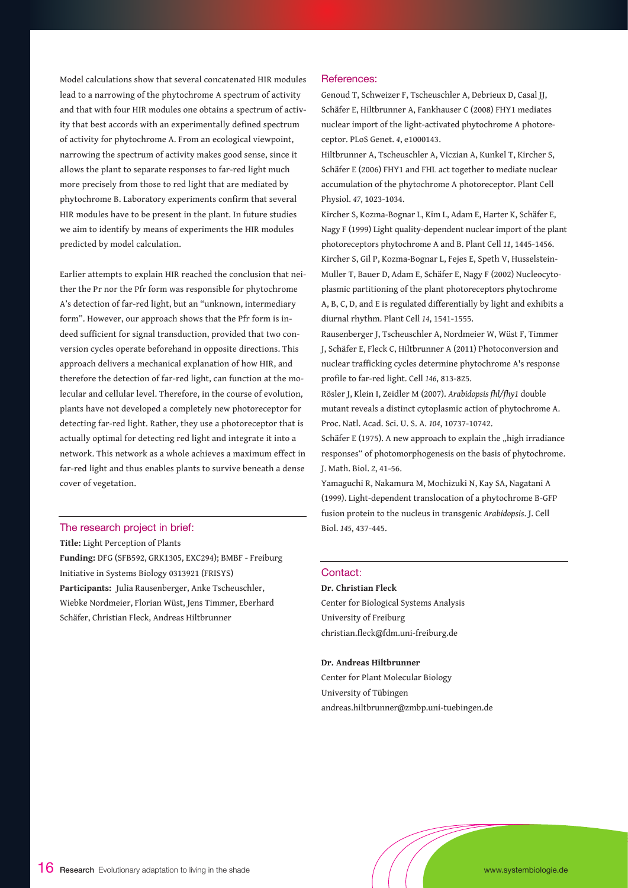Model calculations show that several concatenated HIR modules lead to a narrowing of the phytochrome A spectrum of activity and that with four HIR modules one obtains a spectrum of activity that best accords with an experimentally defined spectrum of activity for phytochrome A. From an ecological viewpoint, narrowing the spectrum of activity makes good sense, since it allows the plant to separate responses to far-red light much more precisely from those to red light that are mediated by phytochrome B. Laboratory experiments confirm that several HIR modules have to be present in the plant. In future studies we aim to identify by means of experiments the HIR modules predicted by model calculation.

Earlier attempts to explain HIR reached the conclusion that neither the Pr nor the Pfr form was responsible for phytochrome A's detection of far-red light, but an "unknown, intermediary form". However, our approach shows that the Pfr form is indeed sufficient for signal transduction, provided that two conversion cycles operate beforehand in opposite directions. This approach delivers a mechanical explanation of how HIR, and therefore the detection of far-red light, can function at the molecular and cellular level. Therefore, in the course of evolution, plants have not developed a completely new photoreceptor for detecting far-red light. Rather, they use a photoreceptor that is actually optimal for detecting red light and integrate it into a network. This network as a whole achieves a maximum effect in far-red light and thus enables plants to survive beneath a dense cover of vegetation.

## The research project in brief:

**Title:** Light Perception of Plants

**Funding:** DFG (SFB592, GRK1305, EXC294); BMBF - Freiburg Initiative in Systems Biology 0313921 (FRISYS)

**Participants:** Julia Rausenberger, Anke Tscheuschler, Wiebke Nordmeier, Florian Wüst, Jens Timmer, Eberhard Schäfer, Christian Fleck, Andreas Hiltbrunner

## References:

Genoud T, Schweizer F, Tscheuschler A, Debrieux D, Casal JJ, Schäfer E, Hiltbrunner A, Fankhauser C (2008) FHY1 mediates nuclear import of the light-activated phytochrome A photoreceptor. PLoS Genet. *4*, e1000143.

Hiltbrunner A, Tscheuschler A, Viczian A, Kunkel T, Kircher S, Schäfer E (2006) FHY1 and FHL act together to mediate nuclear accumulation of the phytochrome A photoreceptor. Plant Cell Physiol. *47*, 1023-1034.

Kircher S, Kozma-Bognar L, Kim L, Adam E, Harter K, Schäfer E, Nagy F (1999) Light quality-dependent nuclear import of the plant photoreceptors phytochrome A and B. Plant Cell *11*, 1445-1456.

Kircher S, Gil P, Kozma-Bognar L, Fejes E, Speth V, Husselstein-Muller T, Bauer D, Adam E, Schäfer E, Nagy F (2002) Nucleocytoplasmic partitioning of the plant photoreceptors phytochrome A, B, C, D, and E is regulated differentially by light and exhibits a diurnal rhythm. Plant Cell *14*, 1541-1555.

Rausenberger J, Tscheuschler A, Nordmeier W, Wüst F, Timmer J, Schäfer E, Fleck C, Hiltbrunner A (2011) Photoconversion and nuclear trafficking cycles determine phytochrome A's response profile to far-red light. Cell *146*, 813-825.

Rösler J, Klein I, Zeidler M (2007). *Arabidopsis fhl/fhy1* double mutant reveals a distinct cytoplasmic action of phytochrome A. Proc. Natl. Acad. Sci. U. S. A. *104*, 10737-10742.

Schäfer E (1975). A new approach to explain the „high irradiance responses" of photomorphogenesis on the basis of phytochrome. J. Math. Biol. *2*, 41-56.

Yamaguchi R, Nakamura M, Mochizuki N, Kay SA, Nagatani A (1999). Light-dependent translocation of a phytochrome B-GFP fusion protein to the nucleus in transgenic *Arabidopsis*. J. Cell Biol. *145*, 437-445.

## Contact:

**Dr. Christian Fleck**
Center for Biological Systems Analysis
University of Freiburg
christian.fleck@fdm.uni-freiburg.de

**Dr. Andreas Hiltbrunner**
Center for Plant Molecular Biology
University of Tübingen
andreas.hiltbrunner@zmbp.uni-tuebingen.de